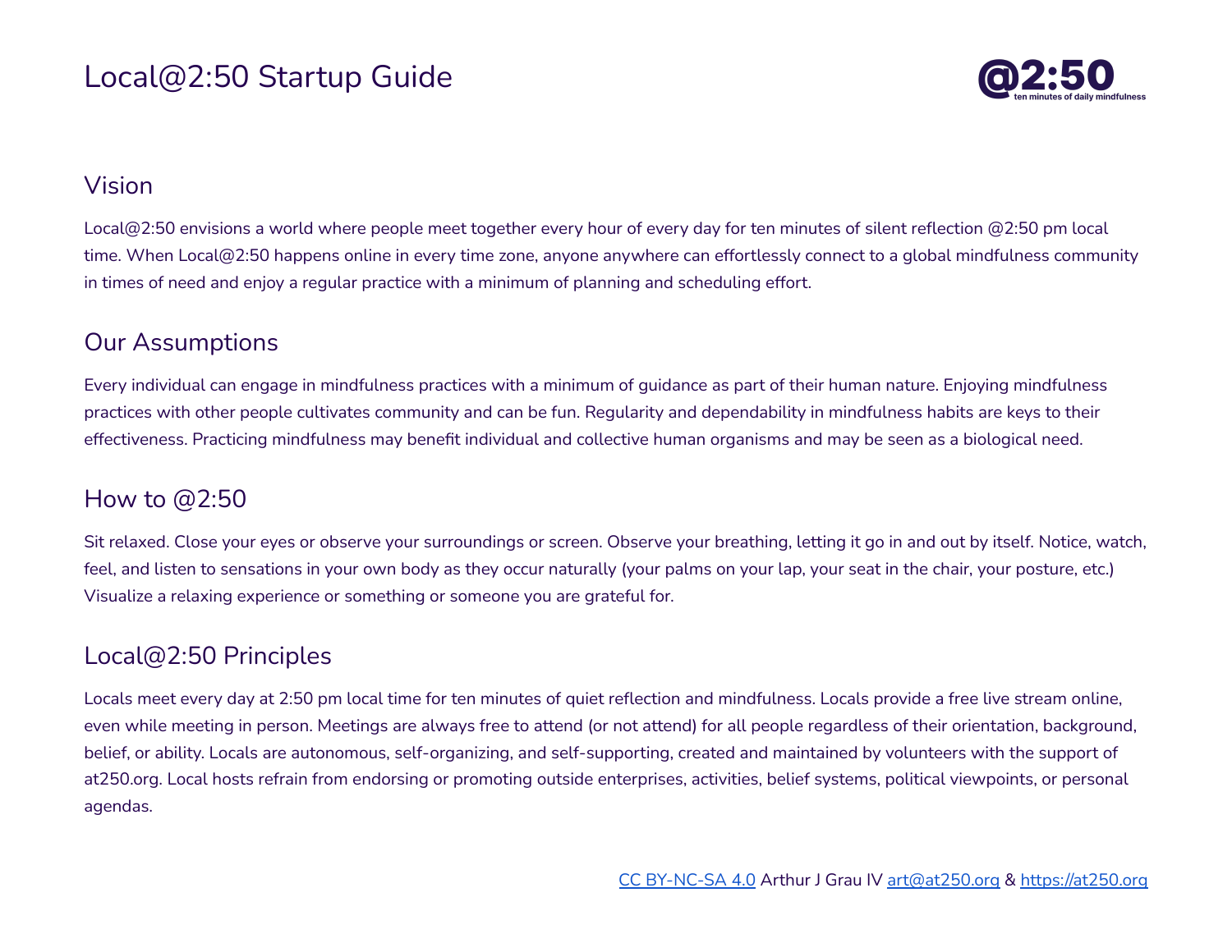# Local@2:50 Startup Guide

@2:50
ten minutes of daily mindfulness

## Vision

Local@2:50 envisions a world where people meet together every hour of every day for ten minutes of silent reflection @2:50 pm local time. When Local@2:50 happens online in every time zone, anyone anywhere can effortlessly connect to a global mindfulness community in times of need and enjoy a regular practice with a minimum of planning and scheduling effort.

## Our Assumptions

Every individual can engage in mindfulness practices with a minimum of guidance as part of their human nature. Enjoying mindfulness practices with other people cultivates community and can be fun. Regularity and dependability in mindfulness habits are keys to their effectiveness. Practicing mindfulness may benefit individual and collective human organisms and may be seen as a biological need.

## How to @2:50

Sit relaxed. Close your eyes or observe your surroundings or screen. Observe your breathing, letting it go in and out by itself. Notice, watch, feel, and listen to sensations in your own body as they occur naturally (your palms on your lap, your seat in the chair, your posture, etc.) Visualize a relaxing experience or something or someone you are grateful for.

## Local@2:50 Principles

Locals meet every day at 2:50 pm local time for ten minutes of quiet reflection and mindfulness. Locals provide a free live stream online, even while meeting in person. Meetings are always free to attend (or not attend) for all people regardless of their orientation, background, belief, or ability. Locals are autonomous, self-organizing, and self-supporting, created and maintained by volunteers with the support of at250.org. Local hosts refrain from endorsing or promoting outside enterprises, activities, belief systems, political viewpoints, or personal agendas.

CC BY-NC-SA 4.0 Arthur J Grau IV art@at250.org & https://at250.org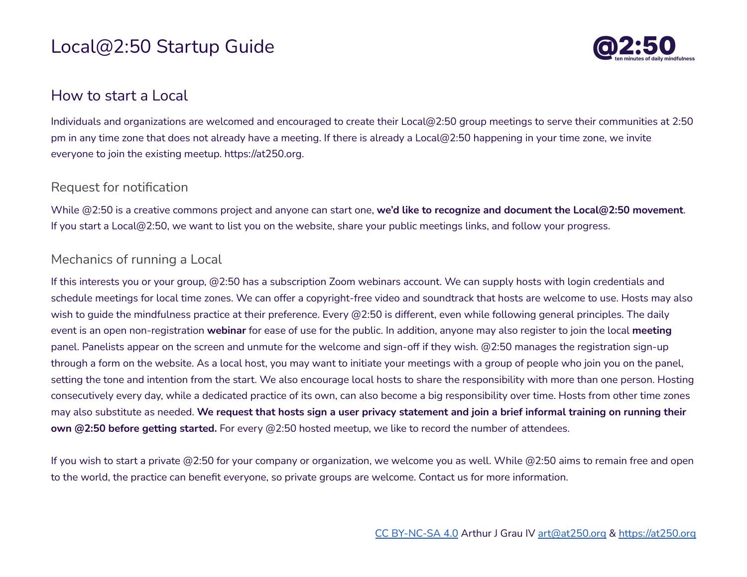# Local@2:50 Startup Guide

## How to start a Local

Individuals and organizations are welcomed and encouraged to create their Local@2:50 group meetings to serve their communities at 2:50 pm in any time zone that does not already have a meeting. If there is already a Local@2:50 happening in your time zone, we invite everyone to join the existing meetup. https://at250.org.

### Request for notification

While @2:50 is a creative commons project and anyone can start one, **we'd like to recognize and document the Local@2:50 movement**. If you start a Local@2:50, we want to list you on the website, share your public meetings links, and follow your progress.

### Mechanics of running a Local

If this interests you or your group, @2:50 has a subscription Zoom webinars account. We can supply hosts with login credentials and schedule meetings for local time zones. We can offer a copyright-free video and soundtrack that hosts are welcome to use. Hosts may also wish to guide the mindfulness practice at their preference. Every @2:50 is different, even while following general principles. The daily event is an open non-registration **webinar** for ease of use for the public. In addition, anyone may also register to join the local **meeting** panel. Panelists appear on the screen and unmute for the welcome and sign-off if they wish. @2:50 manages the registration sign-up through a form on the website. As a local host, you may want to initiate your meetings with a group of people who join you on the panel, setting the tone and intention from the start. We also encourage local hosts to share the responsibility with more than one person. Hosting consecutively every day, while a dedicated practice of its own, can also become a big responsibility over time. Hosts from other time zones may also substitute as needed. **We request that hosts sign a user privacy statement and join a brief informal training on running their own @2:50 before getting started.** For every @2:50 hosted meetup, we like to record the number of attendees.

If you wish to start a private @2:50 for your company or organization, we welcome you as well. While @2:50 aims to remain free and open to the world, the practice can benefit everyone, so private groups are welcome. Contact us for more information.

[CC BY-NC-SA 4.0](https://creativecommons.org/licenses/by-nc-sa/4.0/) Arthur J Grau IV [art@at250.org](mailto:art@at250.org) & [https://at250.org](https://at250.org)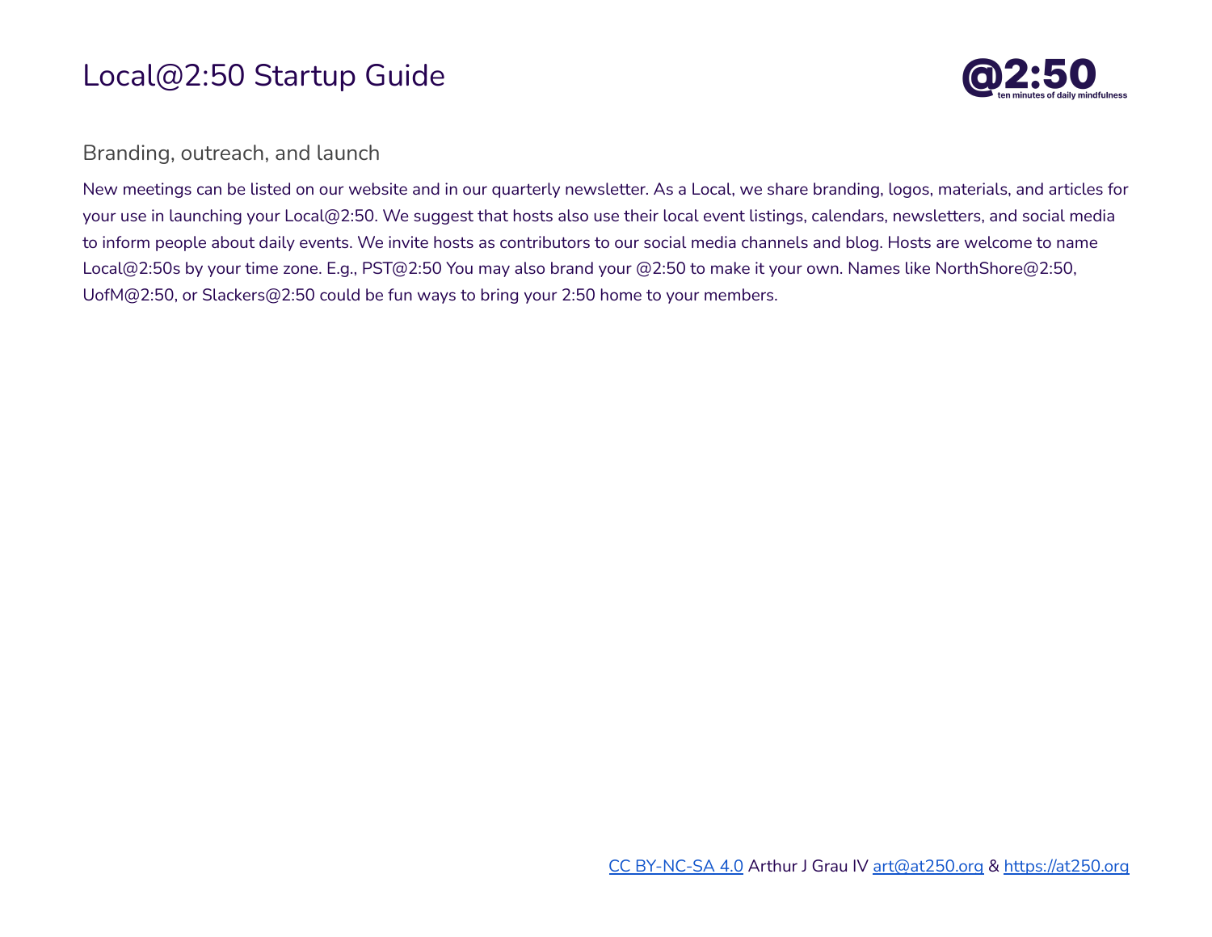## Branding, outreach, and launch

New meetings can be listed on our website and in our quarterly newsletter. As a Local, we share branding, logos, materials, and articles for your use in launching your Local@2:50. We suggest that hosts also use their local event listings, calendars, newsletters, and social media to inform people about daily events. We invite hosts as contributors to our social media channels and blog. Hosts are welcome to name Local@2:50s by your time zone. E.g., PST@2:50 You may also brand your @2:50 to make it your own. Names like NorthShore@2:50, UofM@2:50, or Slackers@2:50 could be fun ways to bring your 2:50 home to your members.